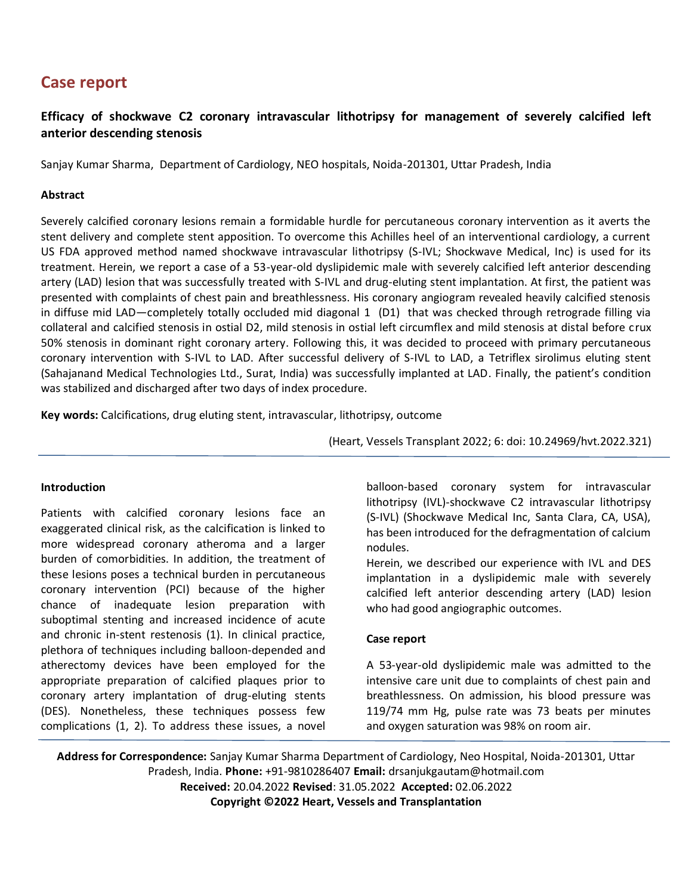## Case report

# Efficacy of shockwave C2 coronary intravascular lithotripsy for management of severely calcified left anterior descending stenosis

Sanjay Kumar Sharma, Department of Cardiology, NEO hospitals, Noida-201301, Uttar Pradesh, India

### Abstract

Severely calcified coronary lesions remain a formidable hurdle for percutaneous coronary intervention as it averts the stent delivery and complete stent apposition. To overcome this Achilles heel of an interventional cardiology, a current US FDA approved method named shockwave intravascular lithotripsy (S-IVL; Shockwave Medical, Inc) is used for its treatment. Herein, we report a case of a 53-year-old dyslipidemic male with severely calcified left anterior descending artery (LAD) lesion that was successfully treated with S-IVL and drug-eluting stent implantation. At first, the patient was presented with complaints of chest pain and breathlessness. His coronary angiogram revealed heavily calcified stenosis in diffuse mid LAD—completely totally occluded mid diagonal 1 (D1) that was checked through retrograde filling via collateral and calcified stenosis in ostial D2, mild stenosis in ostial left circumflex and mild stenosis at distal before crux 50% stenosis in dominant right coronary artery. Following this, it was decided to proceed with primary percutaneous coronary intervention with S-IVL to LAD. After successful delivery of S-IVL to LAD, a Tetriflex sirolimus eluting stent (Sahajanand Medical Technologies Ltd., Surat, India) was successfully implanted at LAD. Finally, the patient's condition was stabilized and discharged after two days of index procedure.

**Key words:** Calcifications, drug eluting stent, intravascular, lithotripsy, outcome

(Heart, Vessels Transplant 2022; 6: doi: 10.24969/hvt.2022.321)

### Introduction

Patients with calcified coronary lesions face an exaggerated clinical risk, as the calcification is linked to more widespread coronary atheroma and a larger burden of comorbidities. In addition, the treatment of these lesions poses a technical burden in percutaneous coronary intervention (PCI) because of the higher chance of inadequate lesion preparation with suboptimal stenting and increased incidence of acute and chronic in-stent restenosis (1). In clinical practice, plethora of techniques including balloon-depended and atherectomy devices have been employed for the appropriate preparation of calcified plaques prior to coronary artery implantation of drug-eluting stents (DES). Nonetheless, these techniques possess few complications (1, 2). To address these issues, a novel balloon-based coronary system for intravascular lithotripsy (IVL)-shockwave C2 intravascular lithotripsy (S-IVL) (Shockwave Medical Inc, Santa Clara, CA, USA), has been introduced for the defragmentation of calcium nodules.

Herein, we described our experience with IVL and DES implantation in a dyslipidemic male with severely calcified left anterior descending artery (LAD) lesion who had good angiographic outcomes.

### Case report

A 53-year-old dyslipidemic male was admitted to the intensive care unit due to complaints of chest pain and breathlessness. On admission, his blood pressure was 119/74 mm Hg, pulse rate was 73 beats per minutes and oxygen saturation was 98% on room air.

**Address for Correspondence:** Sanjay Kumar Sharma Department of Cardiology, Neo Hospital, Noida-201301, Uttar Pradesh, India. **Phone:** +91-9810286407 **Email:** drsanjukgautam@hotmail.com

**Received:** 20.04.2022 **Revised**: 31.05.2022 **Accepted:** 02.06.2022

**Copyright ©2022 Heart, Vessels and Transplantation**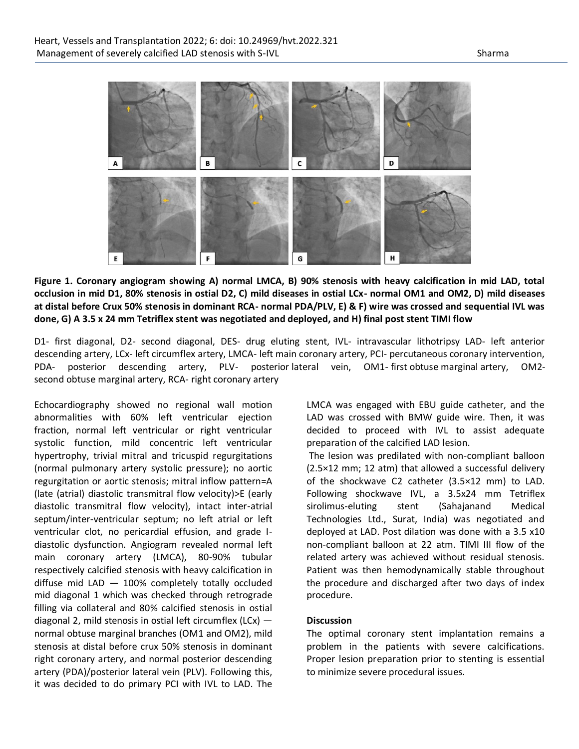**Figure 1. Coronary angiogram showing A) normal LMCA, B) 90% stenosis with heavy calcification in mid LAD, total occlusion in mid D1, 80% stenosis in ostial D2, C) mild diseases in ostial LCx- normal OM1 and OM2, D) mild diseases at distal before Crux 50% stenosis in dominant RCA- normal PDA/PLV, E) & F) wire was crossed and sequential IVL was done, G) A 3.5 x 24 mm Tetriflex stent was negotiated and deployed, and H) final post stent TIMI flow**

D1- first diagonal, D2- second diagonal, DES- drug eluting stent, IVL- intravascular lithotripsy LAD- left anterior descending artery, LCx- left circumflex artery, LMCA- left main coronary artery, PCI- percutaneous coronary intervention, PDA- posterior descending artery, PLV- posterior lateral vein, OM1- first obtuse marginal artery, OM2- second obtuse marginal artery, RCA- right coronary artery

Echocardiography showed no regional wall motion abnormalities with 60% left ventricular ejection fraction, normal left ventricular or right ventricular systolic function, mild concentric left ventricular hypertrophy, trivial mitral and tricuspid regurgitations (normal pulmonary artery systolic pressure); no aortic regurgitation or aortic stenosis; mitral inflow pattern=A (late (atrial) diastolic transmitral flow velocity)>E (early diastolic transmitral flow velocity), intact inter-atrial septum/inter-ventricular septum; no left atrial or left ventricular clot, no pericardial effusion, and grade I-diastolic dysfunction. Angiogram revealed normal left main coronary artery (LMCA), 80-90% tubular respectively calcified stenosis with heavy calcification in diffuse mid LAD — 100% completely totally occluded mid diagonal 1 which was checked through retrograde filling via collateral and 80% calcified stenosis in ostial diagonal 2, mild stenosis in ostial left circumflex (LCx) — normal obtuse marginal branches (OM1 and OM2), mild stenosis at distal before crux 50% stenosis in dominant right coronary artery, and normal posterior descending artery (PDA)/posterior lateral vein (PLV). Following this, it was decided to do primary PCI with IVL to LAD. The LMCA was engaged with EBU guide catheter, and the LAD was crossed with BMW guide wire. Then, it was decided to proceed with IVL to assist adequate preparation of the calcified LAD lesion.

The lesion was predilated with non-compliant balloon (2.5×12 mm; 12 atm) that allowed a successful delivery of the shockwave C2 catheter (3.5×12 mm) to LAD. Following shockwave IVL, a 3.5x24 mm Tetriflex sirolimus-eluting stent (Sahajanand Medical Technologies Ltd., Surat, India) was negotiated and deployed at LAD. Post dilation was done with a 3.5 x10 non-compliant balloon at 22 atm. TIMI III flow of the related artery was achieved without residual stenosis. Patient was then hemodynamically stable throughout the procedure and discharged after two days of index procedure.

## Discussion

The optimal coronary stent implantation remains a problem in the patients with severe calcifications. Proper lesion preparation prior to stenting is essential to minimize severe procedural issues.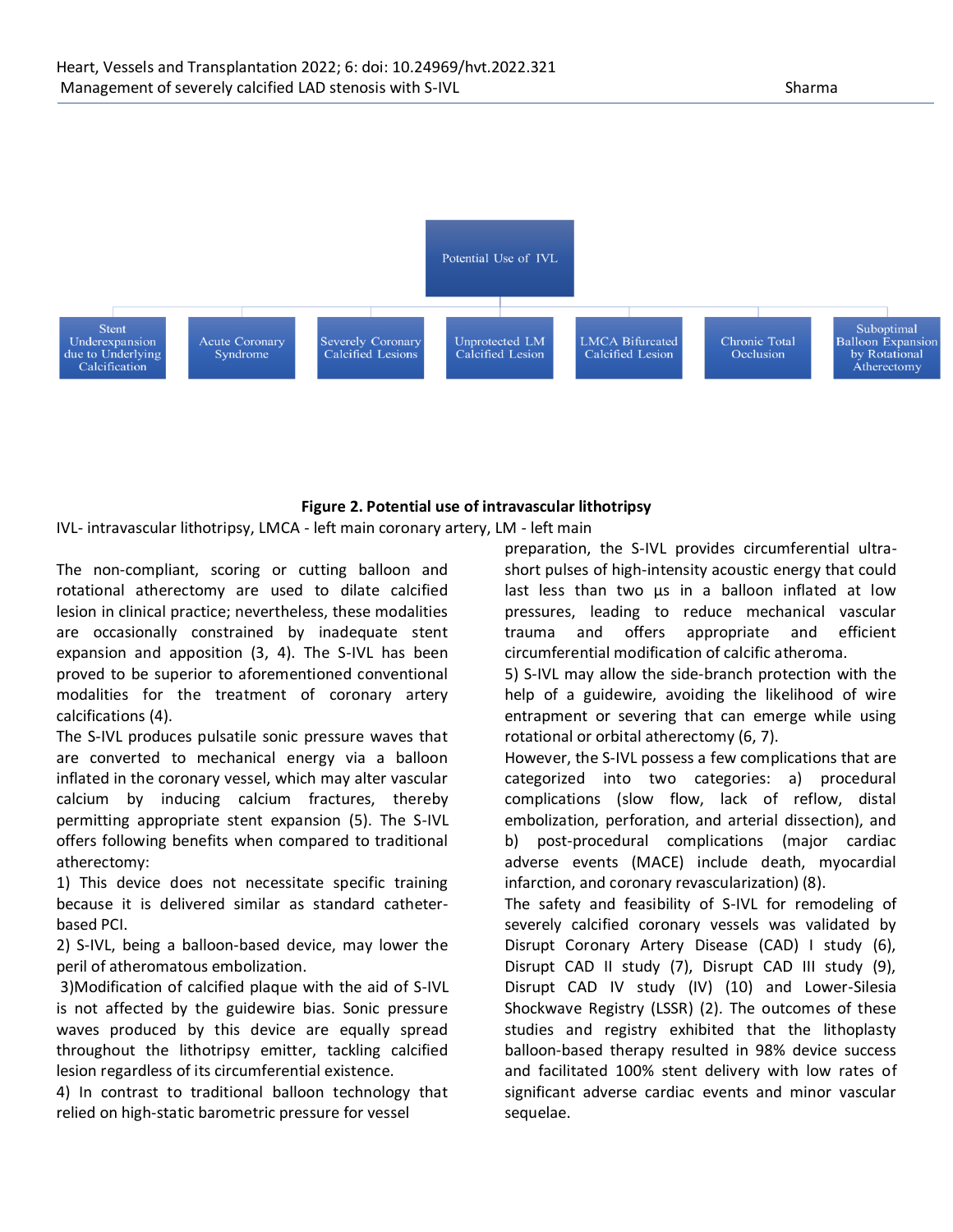Potential Use of IVL

- Stent Underexpansion due to Underlying Calcification
- Acute Coronary Syndrome
- Severely Coronary Calcified Lesions
- Unprotected LM Calcified Lesion
- LMCA Bifurcated Calcified Lesion
- Chronic Total Occlusion
- Suboptimal Balloon Expansion by Rotational Athrectomy

**Figure 2. Potential use of intravascular lithotripsy**

IVL- intravascular lithotripsy, LMCA - left main coronary artery, LM - left main

The non-compliant, scoring or cutting balloon and rotational atherectomy are used to dilate calcified lesion in clinical practice; nevertheless, these modalities are occasionally constrained by inadequate stent expansion and apposition (3, 4). The S-IVL has been proved to be superior to aforementioned conventional modalities for the treatment of coronary artery calcifications (4).

The S-IVL produces pulsatile sonic pressure waves that are converted to mechanical energy via a balloon inflated in the coronary vessel, which may alter vascular calcium by inducing calcium fractures, thereby permitting appropriate stent expansion (5). The S-IVL offers following benefits when compared to traditional atherectomy:

1) This device does not necessitate specific training because it is delivered similar as standard catheter-based PCI.

2) S-IVL, being a balloon-based device, may lower the peril of atheromatous embolization.

3)Modification of calcified plaque with the aid of S-IVL is not affected by the guidewire bias. Sonic pressure waves produced by this device are equally spread throughout the lithotripsy emitter, tackling calcified lesion regardless of its circumferential existence.

4) In contrast to traditional balloon technology that relied on high-static barometric pressure for vessel preparation, the S-IVL provides circumferential ultra-short pulses of high-intensity acoustic energy that could last less than two µs in a balloon inflated at low pressures, leading to reduce mechanical vascular trauma and offers appropriate and efficient circumferential modification of calcific atheroma.

5) S-IVL may allow the side-branch protection with the help of a guidewire, avoiding the likelihood of wire entrapment or severing that can emerge while using rotational or orbital atherectomy (6, 7).

However, the S-IVL possess a few complications that are categorized into two categories: a) procedural complications (slow flow, lack of reflow, distal embolization, perforation, and arterial dissection), and b) post-procedural complications (major cardiac adverse events (MACE) include death, myocardial infarction, and coronary revascularization) (8).

The safety and feasibility of S-IVL for remodeling of severely calcified coronary vessels was validated by Disrupt Coronary Artery Disease (CAD) I study (6), Disrupt CAD II study (7), Disrupt CAD III study (9), Disrupt CAD IV study (IV) (10) and Lower-Silesia Shockwave Registry (LSSR) (2). The outcomes of these studies and registry exhibited that the lithoplasty balloon-based therapy resulted in 98% device success and facilitated 100% stent delivery with low rates of significant adverse cardiac events and minor vascular sequelae.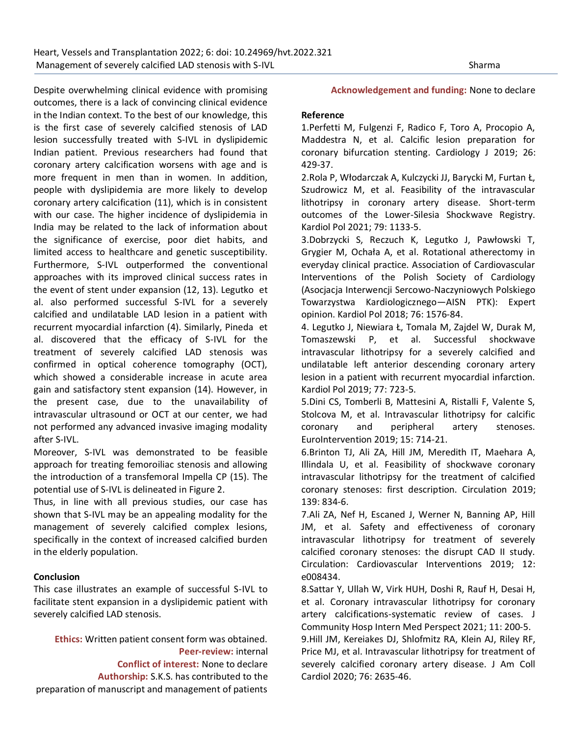Despite overwhelming clinical evidence with promising outcomes, there is a lack of convincing clinical evidence in the Indian context. To the best of our knowledge, this is the first case of severely calcified stenosis of LAD lesion successfully treated with S-IVL in dyslipidemic Indian patient. Previous researchers had found that coronary artery calcification worsens with age and is more frequent in men than in women. In addition, people with dyslipidemia are more likely to develop coronary artery calcification (11), which is in consistent with our case. The higher incidence of dyslipidemia in India may be related to the lack of information about the significance of exercise, poor diet habits, and limited access to healthcare and genetic susceptibility. Furthermore, S-IVL outperformed the conventional approaches with its improved clinical success rates in the event of stent under expansion (12, 13). Legutko et al. also performed successful S-IVL for a severely calcified and undilatable LAD lesion in a patient with recurrent myocardial infarction (4). Similarly, Pineda et al. discovered that the efficacy of S-IVL for the treatment of severely calcified LAD stenosis was confirmed in optical coherence tomography (OCT), which showed a considerable increase in acute area gain and satisfactory stent expansion (14). However, in the present case, due to the unavailability of intravascular ultrasound or OCT at our center, we had not performed any advanced invasive imaging modality after S-IVL.

Moreover, S-IVL was demonstrated to be feasible approach for treating femoroiliac stenosis and allowing the introduction of a transfemoral Impella CP (15). The potential use of S-IVL is delineated in Figure 2.

Thus, in line with all previous studies, our case has shown that S-IVL may be an appealing modality for the management of severely calcified complex lesions, specifically in the context of increased calcified burden in the elderly population.

## Conclusion

This case illustrates an example of successful S-IVL to facilitate stent expansion in a dyslipidemic patient with severely calcified LAD stenosis.

**Ethics:** Written patient consent form was obtained.
**Peer-review:** internal
**Conflict of interest:** None to declare
**Authorship:** S.K.S. has contributed to the preparation of manuscript and management of patients
**Acknowledgement and funding:** None to declare

## Reference

1. Perfetti M, Fulgenzi F, Radico F, Toro A, Procopio A, Maddestra N, et al. Calcific lesion preparation for coronary bifurcation stenting. Cardiology J 2019; 26: 429-37.
2. Rola P, Włodarczak A, Kulczycki JJ, Barycki M, Furtan Ł, Szudrowicz M, et al. Feasibility of the intravascular lithotripsy in coronary artery disease. Short-term outcomes of the Lower-Silesia Shockwave Registry. Kardiol Pol 2021; 79: 1133-5.
3. Dobrzycki S, Reczuch K, Legutko J, Pawłowski T, Grygier M, Ochała A, et al. Rotational atherectomy in everyday clinical practice. Association of Cardiovascular Interventions of the Polish Society of Cardiology (Asocjacja Interwencji Sercowo-Naczyniowych Polskiego Towarzystwa Kardiologicznego—AISN PTK): Expert opinion. Kardiol Pol 2018; 76: 1576-84.
4. Legutko J, Niewiara Ł, Tomala M, Zajdel W, Durak M, Tomaszewski P, et al. Successful shockwave intravascular lithotripsy for a severely calcified and undilatable left anterior descending coronary artery lesion in a patient with recurrent myocardial infarction. Kardiol Pol 2019; 77: 723-5.
5. Dini CS, Tomberli B, Mattesini A, Ristalli F, Valente S, Stolcova M, et al. Intravascular lithotripsy for calcific coronary and peripheral artery stenoses. EuroIntervention 2019; 15: 714-21.
6. Brinton TJ, Ali ZA, Hill JM, Meredith IT, Maehara A, Illindala U, et al. Feasibility of shockwave coronary intravascular lithotripsy for the treatment of calcified coronary stenoses: first description. Circulation 2019; 139: 834-6.
7. Ali ZA, Nef H, Escaned J, Werner N, Banning AP, Hill JM, et al. Safety and effectiveness of coronary intravascular lithotripsy for treatment of severely calcified coronary stenoses: the disrupt CAD II study. Circulation: Cardiovascular Interventions 2019; 12: e008434.
8. Sattar Y, Ullah W, Virk HUH, Doshi R, Rauf H, Desai H, et al. Coronary intravascular lithotripsy for coronary artery calcifications-systematic review of cases. J Community Hosp Intern Med Perspect 2021; 11: 200-5.
9. Hill JM, Kereiakes DJ, Shlofmitz RA, Klein AJ, Riley RF, Price MJ, et al. Intravascular lithotripsy for treatment of severely calcified coronary artery disease. J Am Coll Cardiol 2020; 76: 2635-46.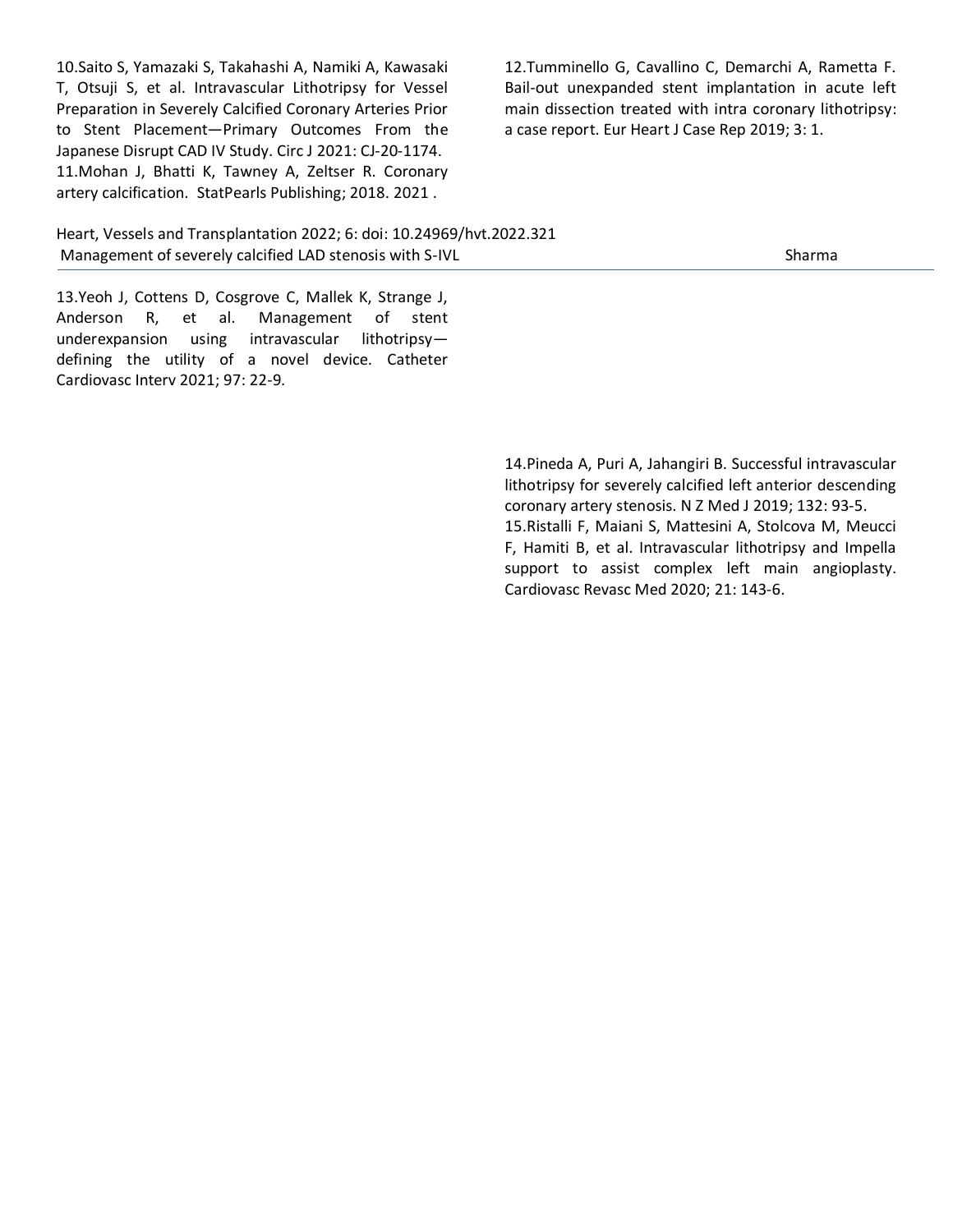10.Saito S, Yamazaki S, Takahashi A, Namiki A, Kawasaki T, Otsuji S, et al. Intravascular Lithotripsy for Vessel Preparation in Severely Calcified Coronary Arteries Prior to Stent Placement—Primary Outcomes From the Japanese Disrupt CAD IV Study. Circ J 2021: CJ-20-1174.
11.Mohan J, Bhatti K, Tawney A, Zeltser R. Coronary artery calcification. StatPearls Publishing; 2018. 2021 .
12.Tumminello G, Cavallino C, Demarchi A, Rametta F. Bail-out unexpanded stent implantation in acute left main dissection treated with intra coronary lithotripsy: a case report. Eur Heart J Case Rep 2019; 3: 1.

13.Yeoh J, Cottens D, Cosgrove C, Mallek K, Strange J, Anderson R, et al. Management of stent underexpansion using intravascular lithotripsy—defining the utility of a novel device. Catheter Cardiovasc Interv 2021; 97: 22-9.
14.Pineda A, Puri A, Jahangiri B. Successful intravascular lithotripsy for severely calcified left anterior descending coronary artery stenosis. N Z Med J 2019; 132: 93-5.
15.Ristalli F, Maiani S, Mattesini A, Stolcova M, Meucci F, Hamiti B, et al. Intravascular lithotripsy and Impella support to assist complex left main angioplasty. Cardiovasc Revasc Med 2020; 21: 143-6.